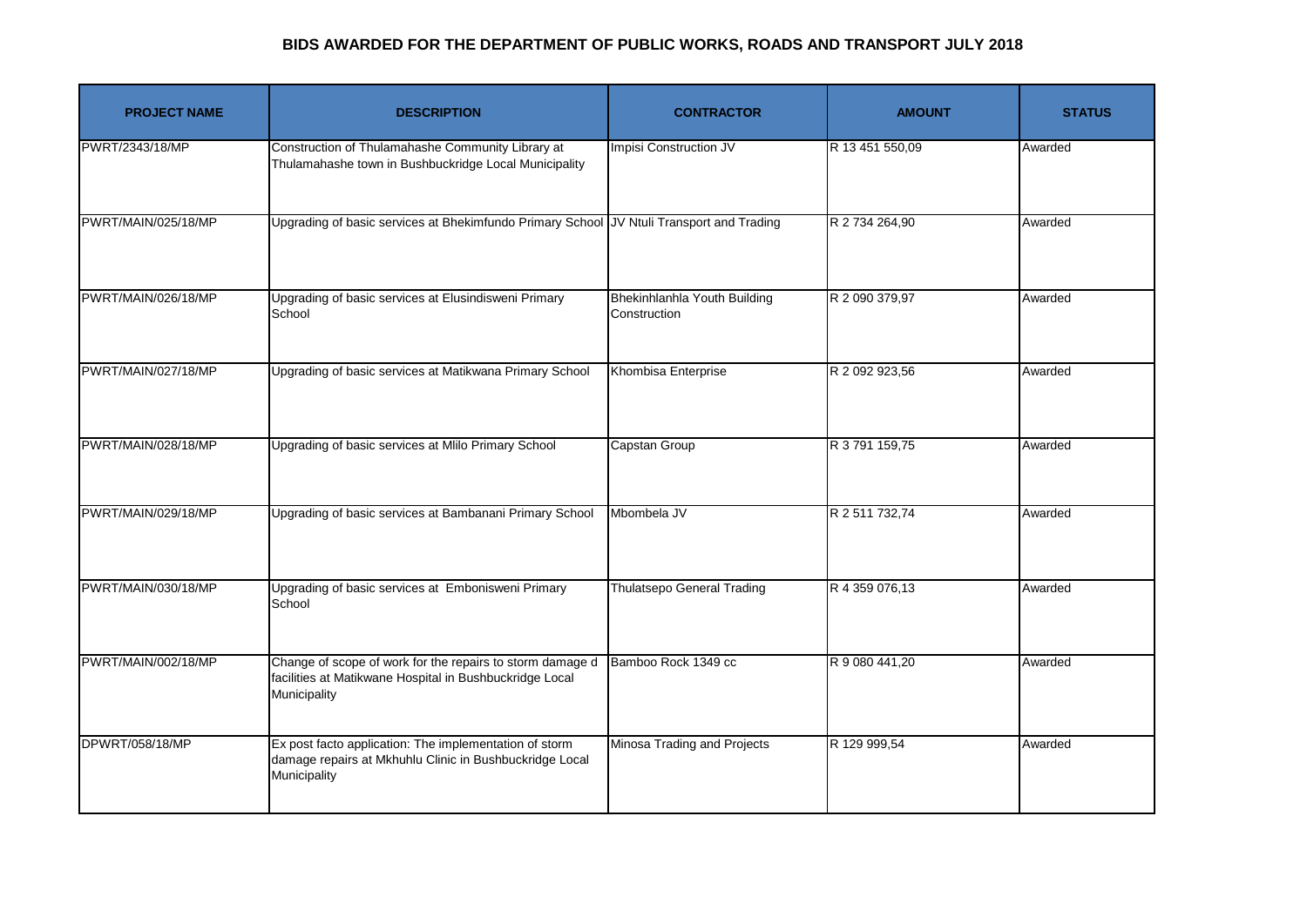# BIDS AWARDED FOR THE DEPARTMENT OF PUBLIC WORKS, ROADS AND TRANSPORT JULY 2018

| PROJECT NAME | DESCRIPTION | CONTRACTOR | AMOUNT | STATUS |
|---|---|---|---|---|
| PWRT/2343/18/MP | Construction of Thulamahashe Community Library at Thulamahashe town in Bushbuckridge Local Municipality | Impisi Construction JV | R 13 451 550,09 | Awarded |
| PWRT/MAIN/025/18/MP | Upgrading of basic services at Bhekimfundo Primary School | JV Ntuli Transport and Trading | R 2 734 264,90 | Awarded |
| PWRT/MAIN/026/18/MP | Upgrading of basic services at Elusindisweni Primary School | Bhekinhlanhla Youth Building Construction | R 2 090 379,97 | Awarded |
| PWRT/MAIN/027/18/MP | Upgrading of basic services at Matikwana Primary School | Khombisa Enterprise | R 2 092 923,56 | Awarded |
| PWRT/MAIN/028/18/MP | Upgrading of basic services at Mlilo Primary School | Capstan Group | R 3 791 159,75 | Awarded |
| PWRT/MAIN/029/18/MP | Upgrading of basic services at Bambanani Primary School | Mbombela JV | R 2 511 732,74 | Awarded |
| PWRT/MAIN/030/18/MP | Upgrading of basic services at Embonisweni Primary School | Thulatsepo General Trading | R 4 359 076,13 | Awarded |
| PWRT/MAIN/002/18/MP | Change of scope of work for the repairs to storm damage d facilities at Matikwane Hospital in Bushbuckridge Local Municipality | Bamboo Rock 1349 cc | R 9 080 441,20 | Awarded |
| DPWRT/058/18/MP | Ex post facto application: The implementation of storm damage repairs at Mkhuhlu Clinic in Bushbuckridge Local Municipality | Minosa Trading and Projects | R 129 999,54 | Awarded |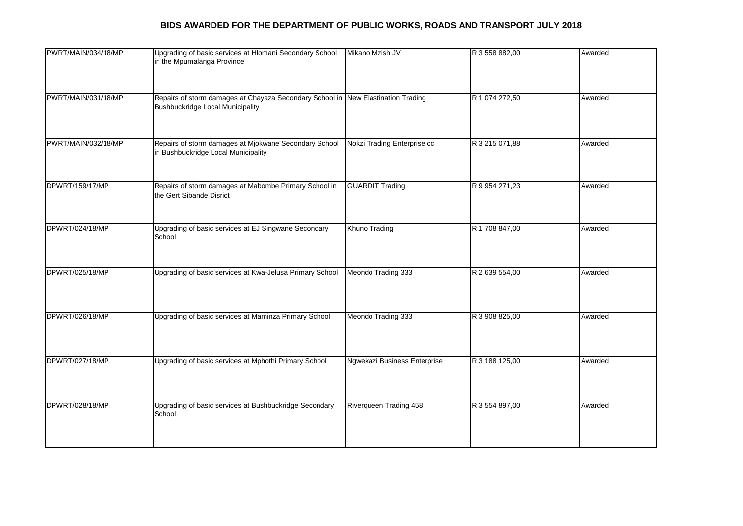**BIDS AWARDED FOR THE DEPARTMENT OF PUBLIC WORKS, ROADS AND TRANSPORT JULY 2018**

| | | | | |
|---|---|---|---|---|
| PWRT/MAIN/034/18/MP | Upgrading of basic services at Hlomani Secondary School in the Mpumalanga Province | Mikano Mzish JV | R 3 558 882,00 | Awarded |
| PWRT/MAIN/031/18/MP | Repairs of storm damages at Chayaza Secondary School in Bushbuckridge Local Municipality | New Elastination Trading | R 1 074 272,50 | Awarded |
| PWRT/MAIN/032/18/MP | Repairs of storm damages at Mjokwane Secondary School in Bushbuckridge Local Municipality | Nokzi Trading Enterprise cc | R 3 215 071,88 | Awarded |
| DPWRT/159/17/MP | Repairs of storm damages at Mabombe Primary School in the Gert Sibande Disrict | GUARDIT Trading | R 9 954 271,23 | Awarded |
| DPWRT/024/18/MP | Upgrading of basic services at EJ Singwane Secondary School | Khuno Trading | R 1 708 847,00 | Awarded |
| DPWRT/025/18/MP | Upgrading of basic services at Kwa-Jelusa Primary School | Meondo Trading 333 | R 2 639 554,00 | Awarded |
| DPWRT/026/18/MP | Upgrading of basic services at Maminza Primary School | Meondo Trading 333 | R 3 908 825,00 | Awarded |
| DPWRT/027/18/MP | Upgrading of basic services at Mphothi Primary School | Ngwekazi Business Enterprise | R 3 188 125,00 | Awarded |
| DPWRT/028/18/MP | Upgrading of basic services at Bushbuckridge Secondary School | Riverqueen Trading 458 | R 3 554 897,00 | Awarded |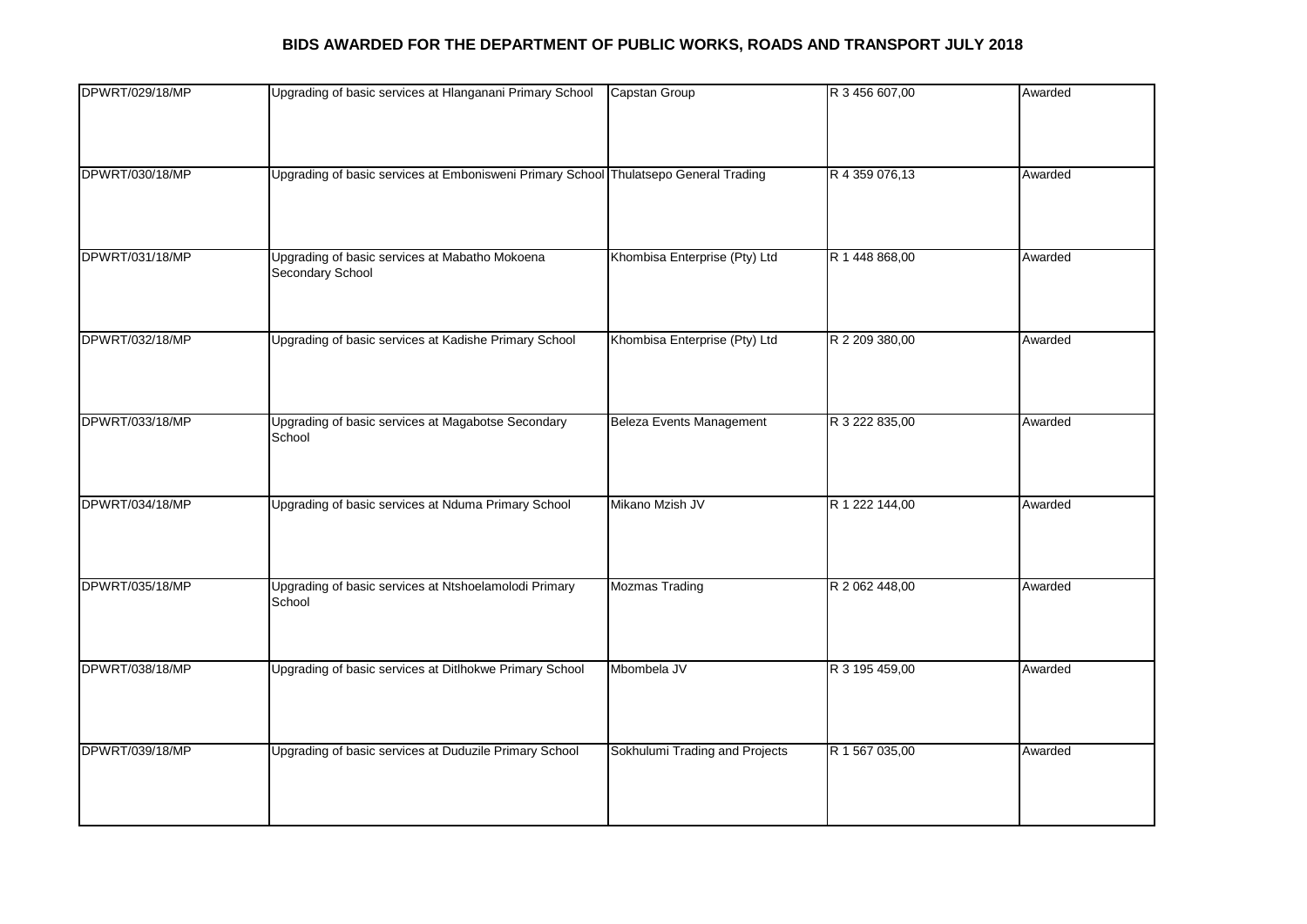**BIDS AWARDED FOR THE DEPARTMENT OF PUBLIC WORKS, ROADS AND TRANSPORT JULY 2018**

| | | | | |
|---|---|---|---|---|
| DPWRT/029/18/MP | Upgrading of basic services at Hlanganani Primary School | Capstan Group | R 3 456 607,00 | Awarded |
| DPWRT/030/18/MP | Upgrading of basic services at Embonisweni Primary School | Thulatsepo General Trading | R 4 359 076,13 | Awarded |
| DPWRT/031/18/MP | Upgrading of basic services at Mabatho Mokoena Secondary School | Khombisa Enterprise (Pty) Ltd | R 1 448 868,00 | Awarded |
| DPWRT/032/18/MP | Upgrading of basic services at Kadishe Primary School | Khombisa Enterprise (Pty) Ltd | R 2 209 380,00 | Awarded |
| DPWRT/033/18/MP | Upgrading of basic services at Magabotse Secondary School | Beleza Events Management | R 3 222 835,00 | Awarded |
| DPWRT/034/18/MP | Upgrading of basic services at Nduma Primary School | Mikano Mzish JV | R 1 222 144,00 | Awarded |
| DPWRT/035/18/MP | Upgrading of basic services at Ntshoelamolodi Primary School | Mozmas Trading | R 2 062 448,00 | Awarded |
| DPWRT/038/18/MP | Upgrading of basic services at Ditlhokwe Primary School | Mbombela JV | R 3 195 459,00 | Awarded |
| DPWRT/039/18/MP | Upgrading of basic services at Duduzile Primary School | Sokhulumi Trading and Projects | R 1 567 035,00 | Awarded |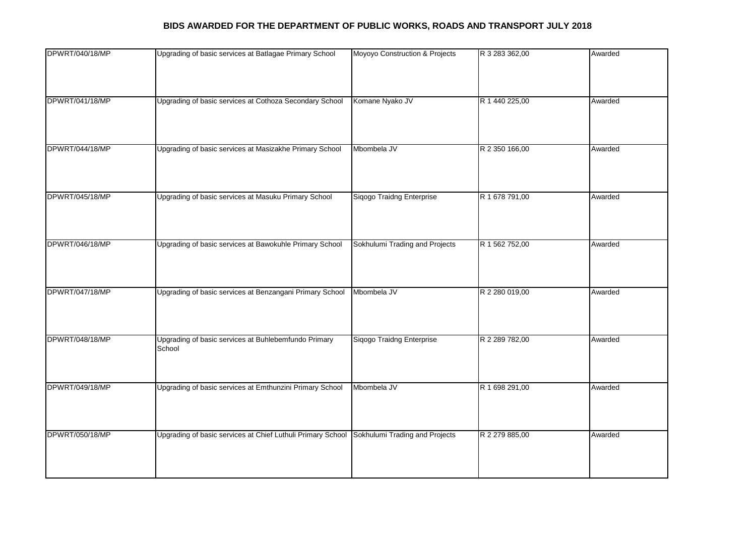# BIDS AWARDED FOR THE DEPARTMENT OF PUBLIC WORKS, ROADS AND TRANSPORT JULY 2018

| | | | | |
|---|---|---|---|---|
| DPWRT/040/18/MP | Upgrading of basic services at Batlagae Primary School | Moyoyo Construction & Projects | R 3 283 362,00 | Awarded |
| DPWRT/041/18/MP | Upgrading of basic services at Cothoza Secondary School | Komane Nyako JV | R 1 440 225,00 | Awarded |
| DPWRT/044/18/MP | Upgrading of basic services at Masizakhe Primary School | Mbombela JV | R 2 350 166,00 | Awarded |
| DPWRT/045/18/MP | Upgrading of basic services at Masuku Primary School | Siqogo Traidng Enterprise | R 1 678 791,00 | Awarded |
| DPWRT/046/18/MP | Upgrading of basic services at Bawokuhle Primary School | Sokhulumi Trading and Projects | R 1 562 752,00 | Awarded |
| DPWRT/047/18/MP | Upgrading of basic services at Benzangani Primary School | Mbombela JV | R 2 280 019,00 | Awarded |
| DPWRT/048/18/MP | Upgrading of basic services at Buhlebemfundo Primary School | Siqogo Traidng Enterprise | R 2 289 782,00 | Awarded |
| DPWRT/049/18/MP | Upgrading of basic services at Emthunzini Primary School | Mbombela JV | R 1 698 291,00 | Awarded |
| DPWRT/050/18/MP | Upgrading of basic services at Chief Luthuli Primary School | Sokhulumi Trading and Projects | R 2 279 885,00 | Awarded |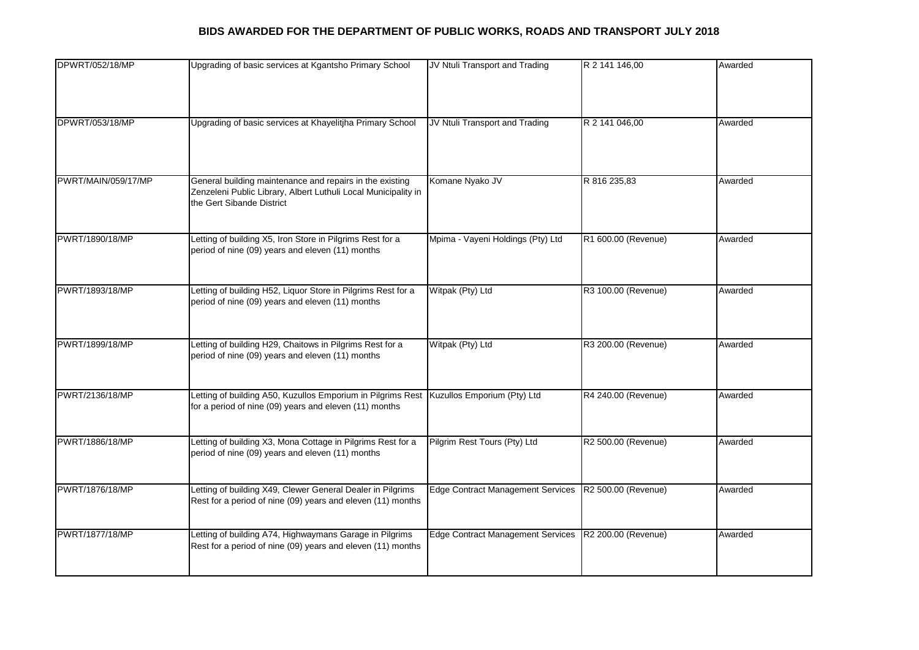# BIDS AWARDED FOR THE DEPARTMENT OF PUBLIC WORKS, ROADS AND TRANSPORT JULY 2018

| | | | | |
|---|---|---|---|---|
| DPWRT/052/18/MP | Upgrading of basic services at Kgantsho Primary School | JV Ntuli Transport and Trading | R 2 141 146,00 | Awarded |
| DPWRT/053/18/MP | Upgrading of basic services at Khayelitjha Primary School | JV Ntuli Transport and Trading | R 2 141 046,00 | Awarded |
| PWRT/MAIN/059/17/MP | General building maintenance and repairs in the existing Zenzeleni Public Library, Albert Luthuli Local Municipality in the Gert Sibande District | Komane Nyako JV | R 816 235,83 | Awarded |
| PWRT/1890/18/MP | Letting of building X5, Iron Store in Pilgrims Rest for a period of nine (09) years and eleven (11) months | Mpima - Vayeni Holdings (Pty) Ltd | R1 600.00 (Revenue) | Awarded |
| PWRT/1893/18/MP | Letting of building H52, Liquor Store in Pilgrims Rest for a period of nine (09) years and eleven (11) months | Witpak (Pty) Ltd | R3 100.00 (Revenue) | Awarded |
| PWRT/1899/18/MP | Letting of building H29, Chaitows in Pilgrims Rest for a period of nine (09) years and eleven (11) months | Witpak (Pty) Ltd | R3 200.00 (Revenue) | Awarded |
| PWRT/2136/18/MP | Letting of building A50, Kuzullos Emporium in Pilgrims Rest for a period of nine (09) years and eleven (11) months | Kuzullos Emporium (Pty) Ltd | R4 240.00 (Revenue) | Awarded |
| PWRT/1886/18/MP | Letting of building X3, Mona Cottage in Pilgrims Rest for a period of nine (09) years and eleven (11) months | Pilgrim Rest Tours (Pty) Ltd | R2 500.00 (Revenue) | Awarded |
| PWRT/1876/18/MP | Letting of building X49, Clewer General Dealer in Pilgrims Rest for a period of nine (09) years and eleven (11) months | Edge Contract Management Services | R2 500.00 (Revenue) | Awarded |
| PWRT/1877/18/MP | Letting of building A74, Highwaymans Garage in Pilgrims Rest for a period of nine (09) years and eleven (11) months | Edge Contract Management Services | R2 200.00 (Revenue) | Awarded |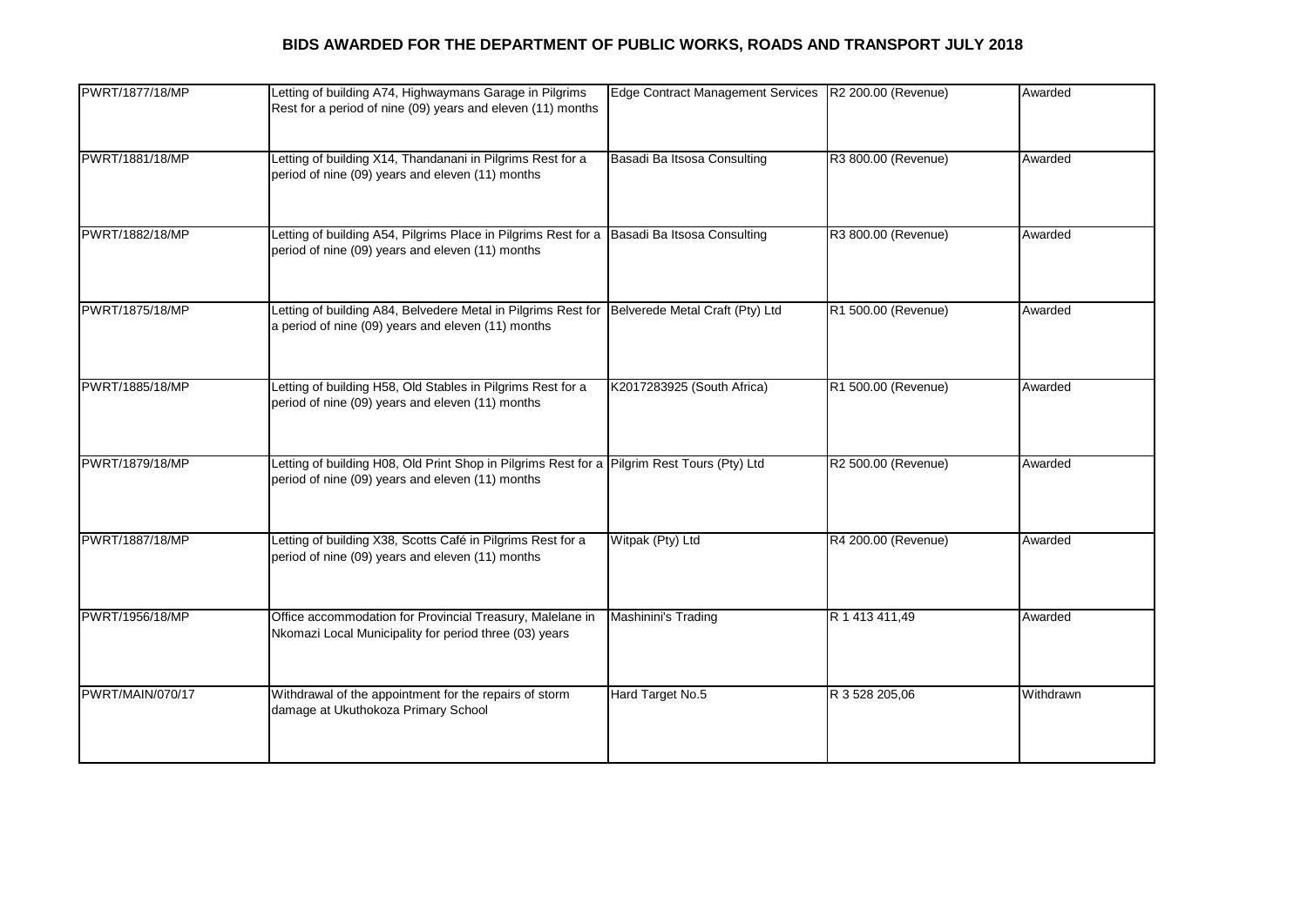## BIDS AWARDED FOR THE DEPARTMENT OF PUBLIC WORKS, ROADS AND TRANSPORT JULY 2018

| | | | | |
|---|---|---|---|---|
| PWRT/1877/18/MP | Letting of building A74, Highwaymans Garage in Pilgrims Rest for a period of nine (09) years and eleven (11) months | Edge Contract Management Services | R2 200.00 (Revenue) | Awarded |
| PWRT/1881/18/MP | Letting of building X14, Thandanani in Pilgrims Rest for a period of nine (09) years and eleven (11) months | Basadi Ba Itsosa Consulting | R3 800.00 (Revenue) | Awarded |
| PWRT/1882/18/MP | Letting of building A54, Pilgrims Place in Pilgrims Rest for a period of nine (09) years and eleven (11) months | Basadi Ba Itsosa Consulting | R3 800.00 (Revenue) | Awarded |
| PWRT/1875/18/MP | Letting of building A84, Belvedere Metal in Pilgrims Rest for a period of nine (09) years and eleven (11) months | Belverede Metal Craft (Pty) Ltd | R1 500.00 (Revenue) | Awarded |
| PWRT/1885/18/MP | Letting of building H58, Old Stables in Pilgrims Rest for a period of nine (09) years and eleven (11) months | K2017283925 (South Africa) | R1 500.00 (Revenue) | Awarded |
| PWRT/1879/18/MP | Letting of building H08, Old Print Shop in Pilgrims Rest for a period of nine (09) years and eleven (11) months | Pilgrim Rest Tours (Pty) Ltd | R2 500.00 (Revenue) | Awarded |
| PWRT/1887/18/MP | Letting of building X38, Scotts Café in Pilgrims Rest for a period of nine (09) years and eleven (11) months | Witpak (Pty) Ltd | R4 200.00 (Revenue) | Awarded |
| PWRT/1956/18/MP | Office accommodation for Provincial Treasury, Malelane in Nkomazi Local Municipality for period three (03) years | Mashinini's Trading | R 1 413 411,49 | Awarded |
| PWRT/MAIN/070/17 | Withdrawal of the appointment for the repairs of storm damage at Ukuthokoza Primary School | Hard Target No.5 | R 3 528 205,06 | Withdrawn |